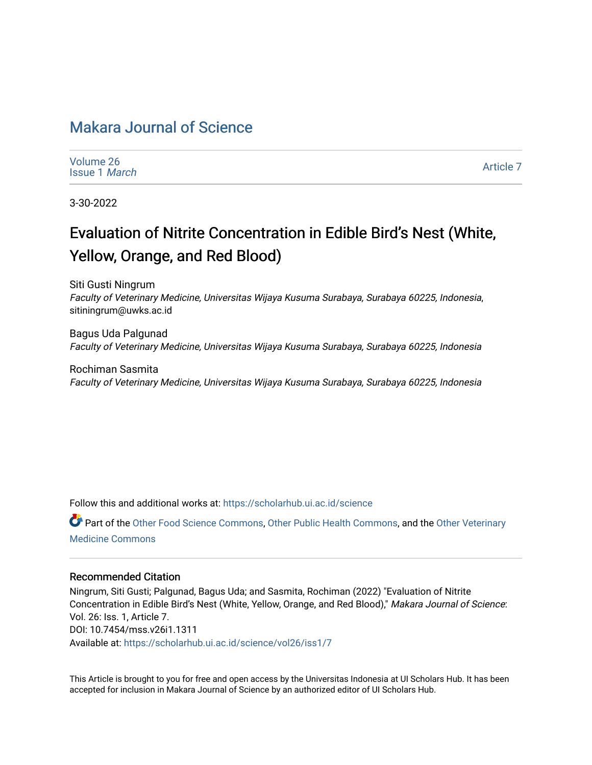# Makara Journal of Science

Volume 26
Issue 1 *March*

Article 7

3-30-2022

## Evaluation of Nitrite Concentration in Edible Bird's Nest (White, Yellow, Orange, and Red Blood)

Siti Gusti Ningrum
*Faculty of Veterinary Medicine, Universitas Wijaya Kusuma Surabaya, Surabaya 60225, Indonesia*, sitiningrum@uwks.ac.id

Bagus Uda Palgunad
*Faculty of Veterinary Medicine, Universitas Wijaya Kusuma Surabaya, Surabaya 60225, Indonesia*

Rochiman Sasmita
*Faculty of Veterinary Medicine, Universitas Wijaya Kusuma Surabaya, Surabaya 60225, Indonesia*

Follow this and additional works at: https://scholarhub.ui.ac.id/science

Part of the Other Food Science Commons, Other Public Health Commons, and the Other Veterinary Medicine Commons

### Recommended Citation

Ningrum, Siti Gusti; Palgunad, Bagus Uda; and Sasmita, Rochiman (2022) "Evaluation of Nitrite Concentration in Edible Bird's Nest (White, Yellow, Orange, and Red Blood)," *Makara Journal of Science*: Vol. 26: Iss. 1, Article 7.
DOI: 10.7454/mss.v26i1.1311
Available at: https://scholarhub.ui.ac.id/science/vol26/iss1/7

This Article is brought to you for free and open access by the Universitas Indonesia at UI Scholars Hub. It has been accepted for inclusion in Makara Journal of Science by an authorized editor of UI Scholars Hub.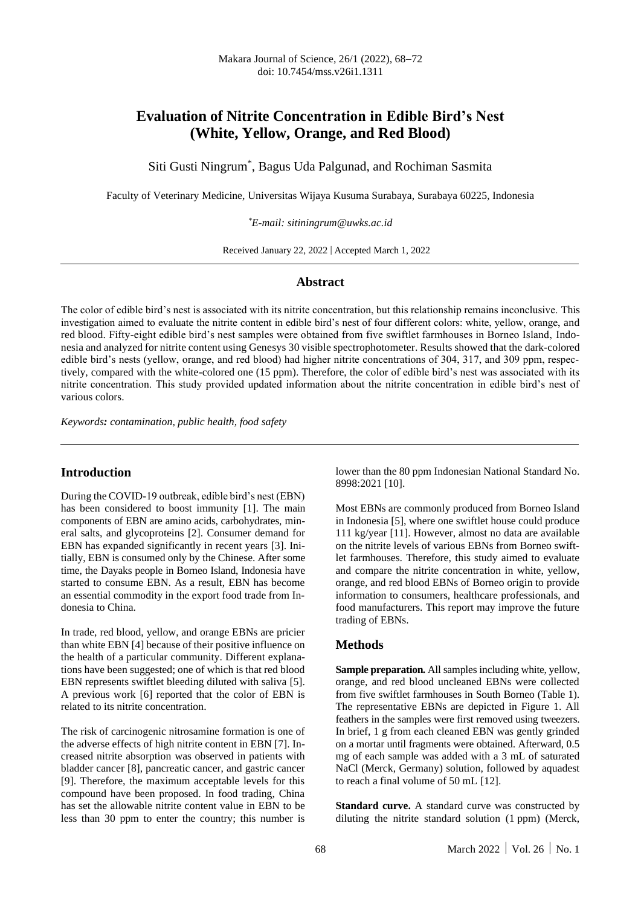# Evaluation of Nitrite Concentration in Edible Bird's Nest (White, Yellow, Orange, and Red Blood)

Siti Gusti Ningrum*, Bagus Uda Palgunad, and Rochiman Sasmita

Faculty of Veterinary Medicine, Universitas Wijaya Kusuma Surabaya, Surabaya 60225, Indonesia

*E-mail: sitiningrum@uwks.ac.id

Received January 22, 2022 | Accepted March 1, 2022

## Abstract

The color of edible bird's nest is associated with its nitrite concentration, but this relationship remains inconclusive. This investigation aimed to evaluate the nitrite content in edible bird's nest of four different colors: white, yellow, orange, and red blood. Fifty-eight edible bird's nest samples were obtained from five swiftlet farmhouses in Borneo Island, Indonesia and analyzed for nitrite content using Genesys 30 visible spectrophotometer. Results showed that the dark-colored edible bird's nests (yellow, orange, and red blood) had higher nitrite concentrations of 304, 317, and 309 ppm, respectively, compared with the white-colored one (15 ppm). Therefore, the color of edible bird's nest was associated with its nitrite concentration. This study provided updated information about the nitrite concentration in edible bird's nest of various colors.

*Keywords: contamination, public health, food safety*

## Introduction

During the COVID-19 outbreak, edible bird's nest (EBN) has been considered to boost immunity [1]. The main components of EBN are amino acids, carbohydrates, mineral salts, and glycoproteins [2]. Consumer demand for EBN has expanded significantly in recent years [3]. Initially, EBN is consumed only by the Chinese. After some time, the Dayaks people in Borneo Island, Indonesia have started to consume EBN. As a result, EBN has become an essential commodity in the export food trade from Indonesia to China.

In trade, red blood, yellow, and orange EBNs are pricier than white EBN [4] because of their positive influence on the health of a particular community. Different explanations have been suggested; one of which is that red blood EBN represents swiftlet bleeding diluted with saliva [5]. A previous work [6] reported that the color of EBN is related to its nitrite concentration.

The risk of carcinogenic nitrosamine formation is one of the adverse effects of high nitrite content in EBN [7]. Increased nitrite absorption was observed in patients with bladder cancer [8], pancreatic cancer, and gastric cancer [9]. Therefore, the maximum acceptable levels for this compound have been proposed. In food trading, China has set the allowable nitrite content value in EBN to be less than 30 ppm to enter the country; this number is lower than the 80 ppm Indonesian National Standard No. 8998:2021 [10].

Most EBNs are commonly produced from Borneo Island in Indonesia [5], where one swiftlet house could produce 111 kg/year [11]. However, almost no data are available on the nitrite levels of various EBNs from Borneo swiftlet farmhouses. Therefore, this study aimed to evaluate and compare the nitrite concentration in white, yellow, orange, and red blood EBNs of Borneo origin to provide information to consumers, healthcare professionals, and food manufacturers. This report may improve the future trading of EBNs.

## Methods

**Sample preparation.** All samples including white, yellow, orange, and red blood uncleaned EBNs were collected from five swiftlet farmhouses in South Borneo (Table 1). The representative EBNs are depicted in Figure 1. All feathers in the samples were first removed using tweezers. In brief, 1 g from each cleaned EBN was gently grinded on a mortar until fragments were obtained. Afterward, 0.5 mg of each sample was added with a 3 mL of saturated NaCl (Merck, Germany) solution, followed by aquadest to reach a final volume of 50 mL [12].

**Standard curve.** A standard curve was constructed by diluting the nitrite standard solution (1 ppm) (Merck,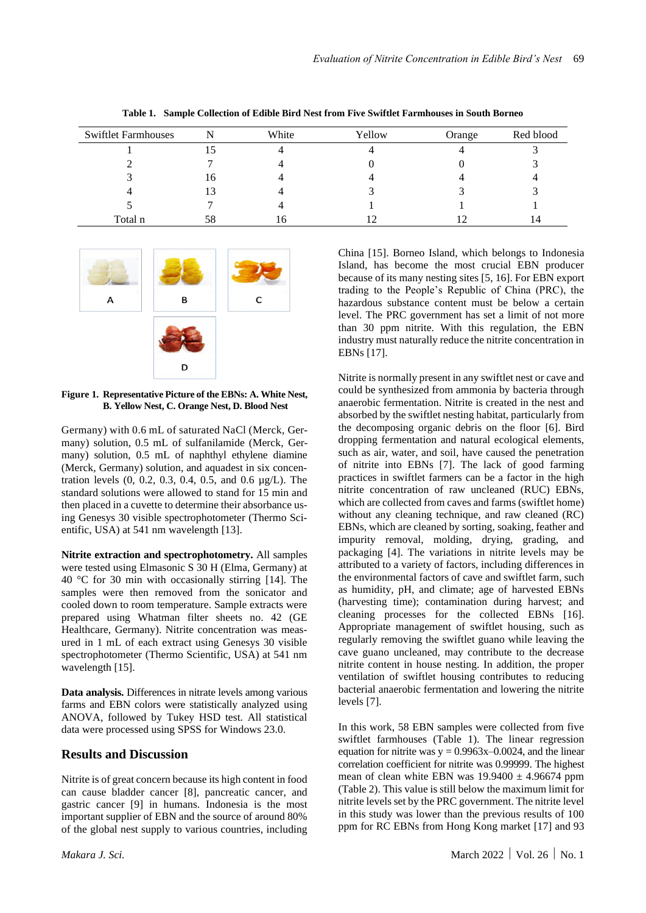**Table 1. Sample Collection of Edible Bird Nest from Five Swiftlet Farmhouses in South Borneo**

| Swiftlet Farmhouses | N | White | Yellow | Orange | Red blood |
|---|---|---|---|---|---|
| 1 | 15 | 4 | 4 | 4 | 3 |
| 2 | 7 | 4 | 0 | 0 | 3 |
| 3 | 16 | 4 | 4 | 4 | 4 |
| 4 | 13 | 4 | 3 | 3 | 3 |
| 5 | 7 | 4 | 1 | 1 | 1 |
| Total n | 58 | 16 | 12 | 12 | 14 |

**Figure 1. Representative Picture of the EBNs: A. White Nest, B. Yellow Nest, C. Orange Nest, D. Blood Nest**

Germany) with 0.6 mL of saturated NaCl (Merck, Germany) solution, 0.5 mL of sulfanilamide (Merck, Germany) solution, 0.5 mL of naphthyl ethylene diamine (Merck, Germany) solution, and aquadest in six concentration levels (0, 0.2, 0.3, 0.4, 0.5, and 0.6 µg/L). The standard solutions were allowed to stand for 15 min and then placed in a cuvette to determine their absorbance using Genesys 30 visible spectrophotometer (Thermo Scientific, USA) at 541 nm wavelength [13].

**Nitrite extraction and spectrophotometry.** All samples were tested using Elmasonic S 30 H (Elma, Germany) at 40 °C for 30 min with occasionally stirring [14]. The samples were then removed from the sonicator and cooled down to room temperature. Sample extracts were prepared using Whatman filter sheets no. 42 (GE Healthcare, Germany). Nitrite concentration was measured in 1 mL of each extract using Genesys 30 visible spectrophotometer (Thermo Scientific, USA) at 541 nm wavelength [15].

**Data analysis.** Differences in nitrate levels among various farms and EBN colors were statistically analyzed using ANOVA, followed by Tukey HSD test. All statistical data were processed using SPSS for Windows 23.0.

## Results and Discussion

Nitrite is of great concern because its high content in food can cause bladder cancer [8], pancreatic cancer, and gastric cancer [9] in humans. Indonesia is the most important supplier of EBN and the source of around 80% of the global nest supply to various countries, including China [15]. Borneo Island, which belongs to Indonesia Island, has become the most crucial EBN producer because of its many nesting sites [5, 16]. For EBN export trading to the People's Republic of China (PRC), the hazardous substance content must be below a certain level. The PRC government has set a limit of not more than 30 ppm nitrite. With this regulation, the EBN industry must naturally reduce the nitrite concentration in EBNs [17].

Nitrite is normally present in any swiftlet nest or cave and could be synthesized from ammonia by bacteria through anaerobic fermentation. Nitrite is created in the nest and absorbed by the swiftlet nesting habitat, particularly from the decomposing organic debris on the floor [6]. Bird dropping fermentation and natural ecological elements, such as air, water, and soil, have caused the penetration of nitrite into EBNs [7]. The lack of good farming practices in swiftlet farmers can be a factor in the high nitrite concentration of raw uncleaned (RUC) EBNs, which are collected from caves and farms (swiftlet home) without any cleaning technique, and raw cleaned (RC) EBNs, which are cleaned by sorting, soaking, feather and impurity removal, molding, drying, grading, and packaging [4]. The variations in nitrite levels may be attributed to a variety of factors, including differences in the environmental factors of cave and swiftlet farm, such as humidity, pH, and climate; age of harvested EBNs (harvesting time); contamination during harvest; and cleaning processes for the collected EBNs [16]. Appropriate management of swiftlet housing, such as regularly removing the swiftlet guano while leaving the cave guano uncleaned, may contribute to the decrease nitrite content in house nesting. In addition, the proper ventilation of swiftlet housing contributes to reducing bacterial anaerobic fermentation and lowering the nitrite levels [7].

In this work, 58 EBN samples were collected from five swiftlet farmhouses (Table 1). The linear regression equation for nitrite was $y = 0.9963x – 0.0024$, and the linear correlation coefficient for nitrite was 0.99999. The highest mean of clean white EBN was 19.9400 ± 4.96674 ppm (Table 2). This value is still below the maximum limit for nitrite levels set by the PRC government. The nitrite level in this study was lower than the previous results of 100 ppm for RC EBNs from Hong Kong market [17] and 93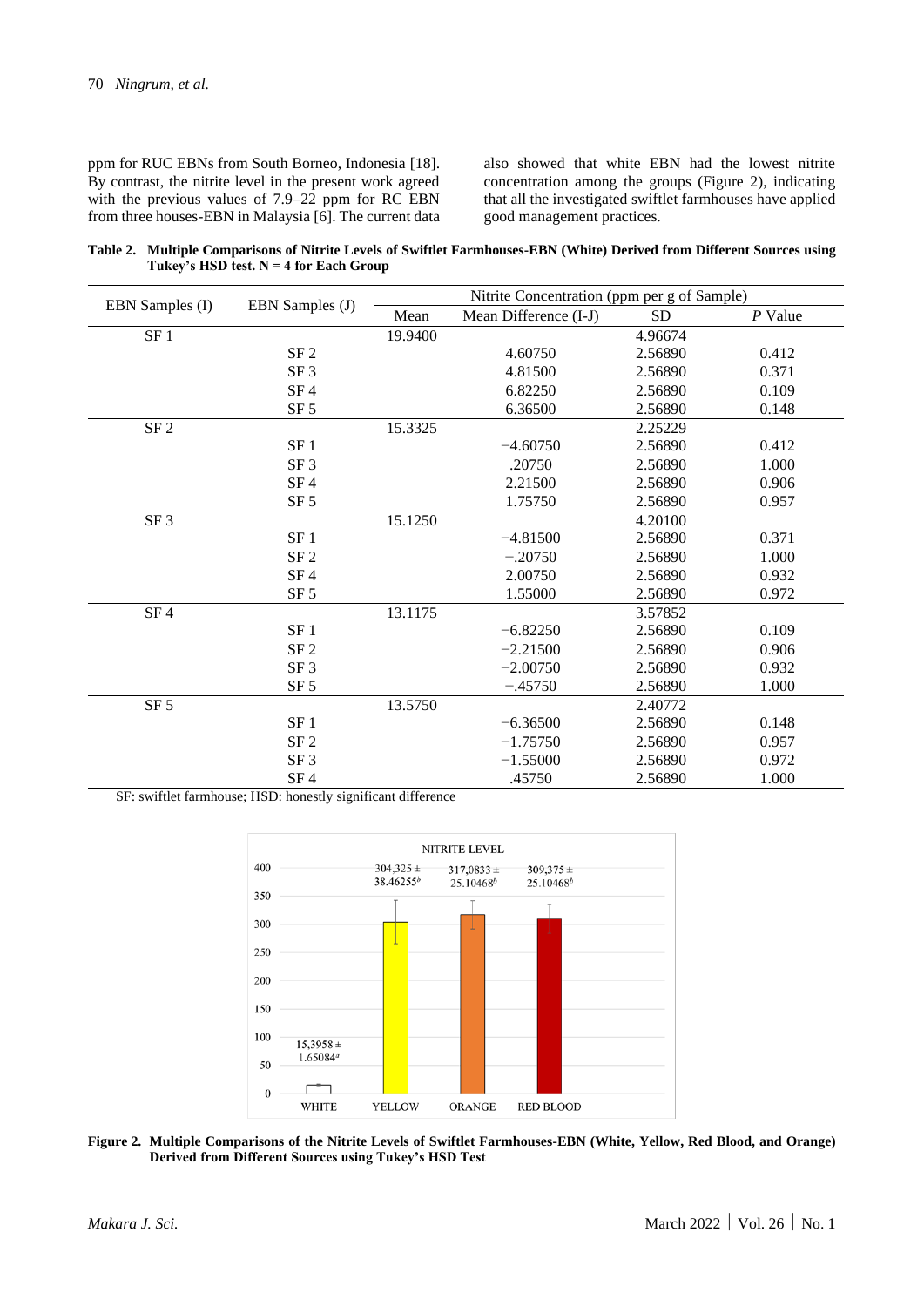ppm for RUC EBNs from South Borneo, Indonesia [18]. By contrast, the nitrite level in the present work agreed with the previous values of 7.9–22 ppm for RC EBN from three houses-EBN in Malaysia [6]. The current data also showed that white EBN had the lowest nitrite concentration among the groups (Figure 2), indicating that all the investigated swiftlet farmhouses have applied good management practices.

**Table 2. Multiple Comparisons of Nitrite Levels of Swiftlet Farmhouses-EBN (White) Derived from Different Sources using Tukey's HSD test. N = 4 for Each Group**

| EBN Samples (I) | EBN Samples (J) | Nitrite Concentration (ppm per g of Sample) | | | |
|---|---|---|---|---|---|
| | | Mean | Mean Difference (I-J) | SD | *P* Value |
| SF 1 | | 19.9400 | | 4.96674 | |
| | SF 2 | | 4.60750 | 2.56890 | 0.412 |
| | SF 3 | | 4.81500 | 2.56890 | 0.371 |
| | SF 4 | | 6.82250 | 2.56890 | 0.109 |
| | SF 5 | | 6.36500 | 2.56890 | 0.148 |
| SF 2 | | 15.3325 | | 2.25229 | |
| | SF 1 | | −4.60750 | 2.56890 | 0.412 |
| | SF 3 | | .20750 | 2.56890 | 1.000 |
| | SF 4 | | 2.21500 | 2.56890 | 0.906 |
| | SF 5 | | 1.75750 | 2.56890 | 0.957 |
| SF 3 | | 15.1250 | | 4.20100 | |
| | SF 1 | | −4.81500 | 2.56890 | 0.371 |
| | SF 2 | | −.20750 | 2.56890 | 1.000 |
| | SF 4 | | 2.00750 | 2.56890 | 0.932 |
| | SF 5 | | 1.55000 | 2.56890 | 0.972 |
| SF 4 | | 13.1175 | | 3.57852 | |
| | SF 1 | | −6.82250 | 2.56890 | 0.109 |
| | SF 2 | | −2.21500 | 2.56890 | 0.906 |
| | SF 3 | | −2.00750 | 2.56890 | 0.932 |
| | SF 5 | | −.45750 | 2.56890 | 1.000 |
| SF 5 | | 13.5750 | | 2.40772 | |
| | SF 1 | | −6.36500 | 2.56890 | 0.148 |
| | SF 2 | | −1.75750 | 2.56890 | 0.957 |
| | SF 3 | | −1.55000 | 2.56890 | 0.972 |
| | SF 4 | | .45750 | 2.56890 | 1.000 |

SF: swiftlet farmhouse; HSD: honestly significant difference

**Figure 2. Multiple Comparisons of the Nitrite Levels of Swiftlet Farmhouses-EBN (White, Yellow, Red Blood, and Orange) Derived from Different Sources using Tukey's HSD Test**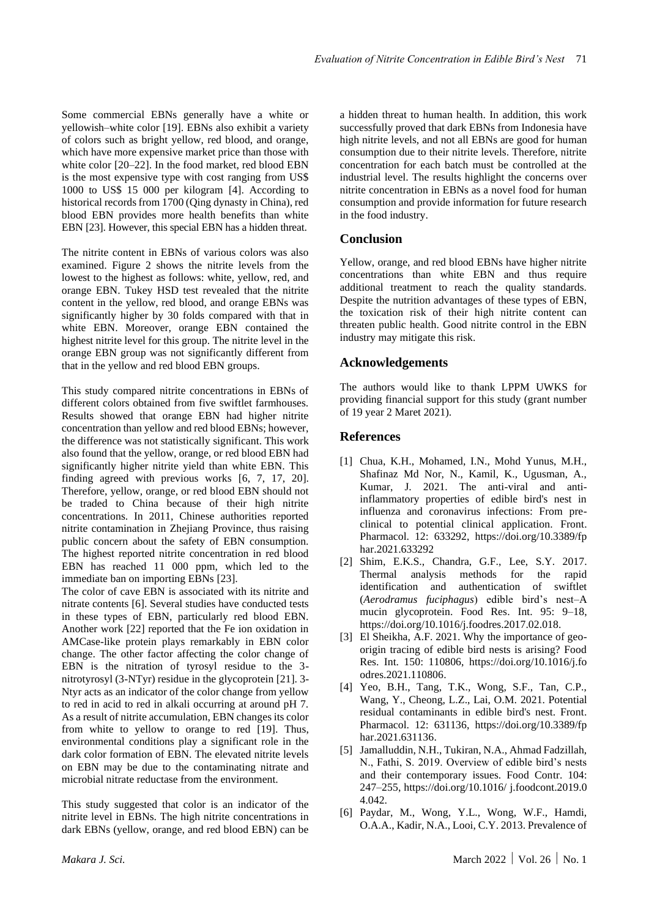Some commercial EBNs generally have a white or yellowish–white color [19]. EBNs also exhibit a variety of colors such as bright yellow, red blood, and orange, which have more expensive market price than those with white color [20–22]. In the food market, red blood EBN is the most expensive type with cost ranging from US$ 1000 to US$ 15 000 per kilogram [4]. According to historical records from 1700 (Qing dynasty in China), red blood EBN provides more health benefits than white EBN [23]. However, this special EBN has a hidden threat.

The nitrite content in EBNs of various colors was also examined. Figure 2 shows the nitrite levels from the lowest to the highest as follows: white, yellow, red, and orange EBN. Tukey HSD test revealed that the nitrite content in the yellow, red blood, and orange EBNs was significantly higher by 30 folds compared with that in white EBN. Moreover, orange EBN contained the highest nitrite level for this group. The nitrite level in the orange EBN group was not significantly different from that in the yellow and red blood EBN groups.

This study compared nitrite concentrations in EBNs of different colors obtained from five swiftlet farmhouses. Results showed that orange EBN had higher nitrite concentration than yellow and red blood EBNs; however, the difference was not statistically significant. This work also found that the yellow, orange, or red blood EBN had significantly higher nitrite yield than white EBN. This finding agreed with previous works [6, 7, 17, 20]. Therefore, yellow, orange, or red blood EBN should not be traded to China because of their high nitrite concentrations. In 2011, Chinese authorities reported nitrite contamination in Zhejiang Province, thus raising public concern about the safety of EBN consumption. The highest reported nitrite concentration in red blood EBN has reached 11 000 ppm, which led to the immediate ban on importing EBNs [23].

The color of cave EBN is associated with its nitrite and nitrate contents [6]. Several studies have conducted tests in these types of EBN, particularly red blood EBN. Another work [22] reported that the Fe ion oxidation in AMCase-like protein plays remarkably in EBN color change. The other factor affecting the color change of EBN is the nitration of tyrosyl residue to the 3-nitrotyrosyl (3-NTyr) residue in the glycoprotein [21]. 3-Ntyr acts as an indicator of the color change from yellow to red in acid to red in alkali occurring at around pH 7. As a result of nitrite accumulation, EBN changes its color from white to yellow to orange to red [19]. Thus, environmental conditions play a significant role in the dark color formation of EBN. The elevated nitrite levels on EBN may be due to the contaminating nitrate and microbial nitrate reductase from the environment.

This study suggested that color is an indicator of the nitrite level in EBNs. The high nitrite concentrations in dark EBNs (yellow, orange, and red blood EBN) can be a hidden threat to human health. In addition, this work successfully proved that dark EBNs from Indonesia have high nitrite levels, and not all EBNs are good for human consumption due to their nitrite levels. Therefore, nitrite concentration for each batch must be controlled at the industrial level. The results highlight the concerns over nitrite concentration in EBNs as a novel food for human consumption and provide information for future research in the food industry.

## Conclusion

Yellow, orange, and red blood EBNs have higher nitrite concentrations than white EBN and thus require additional treatment to reach the quality standards. Despite the nutrition advantages of these types of EBN, the toxication risk of their high nitrite content can threaten public health. Good nitrite control in the EBN industry may mitigate this risk.

## Acknowledgements

The authors would like to thank LPPM UWKS for providing financial support for this study (grant number of 19 year 2 Maret 2021).

## References

[1] Chua, K.H., Mohamed, I.N., Mohd Yunus, M.H., Shafinaz Md Nor, N., Kamil, K., Ugusman, A., Kumar, J. 2021. The anti-viral and anti-inflammatory properties of edible bird's nest in influenza and coronavirus infections: From pre-clinical to potential clinical application. Front. Pharmacol. 12: 633292, https://doi.org/10.3389/fphar.2021.633292

[2] Shim, E.K.S., Chandra, G.F., Lee, S.Y. 2017. Thermal analysis methods for the rapid identification and authentication of swiftlet (*Aerodramus fuciphagus*) edible bird's nest–A mucin glycoprotein. Food Res. Int. 95: 9–18, https://doi.org/10.1016/j.foodres.2017.02.018.

[3] El Sheikha, A.F. 2021. Why the importance of geo-origin tracing of edible bird nests is arising? Food Res. Int. 150: 110806, https://doi.org/10.1016/j.foodres.2021.110806.

[4] Yeo, B.H., Tang, T.K., Wong, S.F., Tan, C.P., Wang, Y., Cheong, L.Z., Lai, O.M. 2021. Potential residual contaminants in edible bird's nest. Front. Pharmacol. 12: 631136, https://doi.org/10.3389/fphar.2021.631136.

[5] Jamalluddin, N.H., Tukiran, N.A., Ahmad Fadzillah, N., Fathi, S. 2019. Overview of edible bird's nests and their contemporary issues. Food Contr. 104: 247–255, https://doi.org/10.1016/ j.foodcont.2019.04.042.

[6] Paydar, M., Wong, Y.L., Wong, W.F., Hamdi, O.A.A., Kadir, N.A., Looi, C.Y. 2013. Prevalence of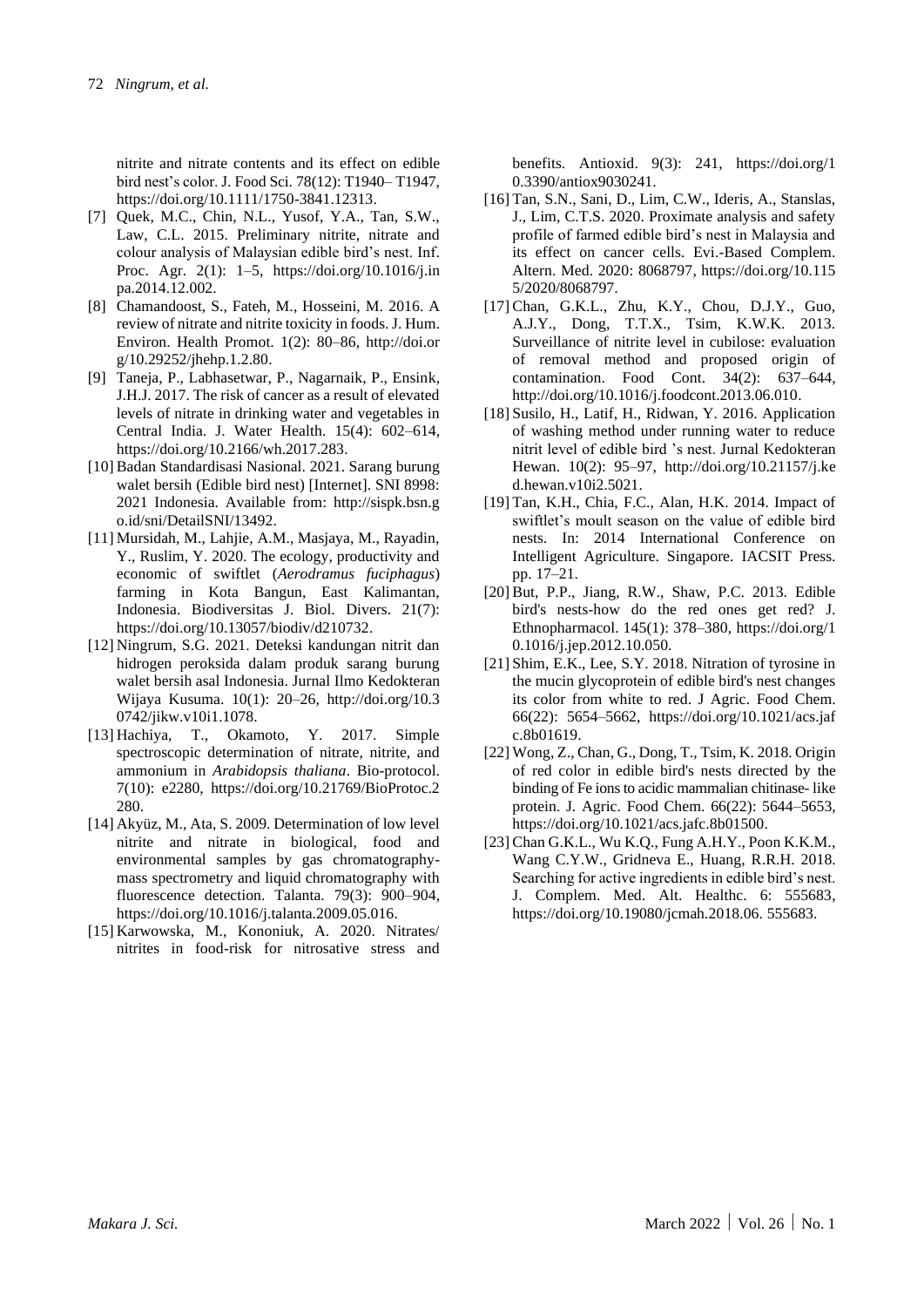nitrite and nitrate contents and its effect on edible bird nest's color. J. Food Sci. 78(12): T1940– T1947, https://doi.org/10.1111/1750-3841.12313.

[7] Quek, M.C., Chin, N.L., Yusof, Y.A., Tan, S.W., Law, C.L. 2015. Preliminary nitrite, nitrate and colour analysis of Malaysian edible bird's nest. Inf. Proc. Agr. 2(1): 1–5, https://doi.org/10.1016/j.inpa.2014.12.002.

[8] Chamandoost, S., Fateh, M., Hosseini, M. 2016. A review of nitrate and nitrite toxicity in foods. J. Hum. Environ. Health Promot. 1(2): 80–86, http://doi.org/10.29252/jhehp.1.2.80.

[9] Taneja, P., Labhasetwar, P., Nagarnaik, P., Ensink, J.H.J. 2017. The risk of cancer as a result of elevated levels of nitrate in drinking water and vegetables in Central India. J. Water Health. 15(4): 602–614, https://doi.org/10.2166/wh.2017.283.

[10] Badan Standardisasi Nasional. 2021. Sarang burung walet bersih (Edible bird nest) [Internet]. SNI 8998: 2021 Indonesia. Available from: http://sispk.bsn.go.id/sni/DetailSNI/13492.

[11] Mursidah, M., Lahjie, A.M., Masjaya, M., Rayadin, Y., Ruslim, Y. 2020. The ecology, productivity and economic of swiftlet (*Aerodramus fuciphagus*) farming in Kota Bangun, East Kalimantan, Indonesia. Biodiversitas J. Biol. Divers. 21(7): https://doi.org/10.13057/biodiv/d210732.

[12] Ningrum, S.G. 2021. Deteksi kandungan nitrit dan hidrogen peroksida dalam produk sarang burung walet bersih asal Indonesia. Jurnal Ilmo Kedokteran Wijaya Kusuma. 10(1): 20–26, http://doi.org/10.30742/jikw.v10i1.1078.

[13] Hachiya, T., Okamoto, Y. 2017. Simple spectroscopic determination of nitrate, nitrite, and ammonium in *Arabidopsis thaliana*. Bio-protocol. 7(10): e2280, https://doi.org/10.21769/BioProtoc.2280.

[14] Akyüz, M., Ata, S. 2009. Determination of low level nitrite and nitrate in biological, food and environmental samples by gas chromatography-mass spectrometry and liquid chromatography with fluorescence detection. Talanta. 79(3): 900–904, https://doi.org/10.1016/j.talanta.2009.05.016.

[15] Karwowska, M., Kononiuk, A. 2020. Nitrates/nitrites in food-risk for nitrosative stress and benefits. Antioxid. 9(3): 241, https://doi.org/10.3390/antiox9030241.

[16] Tan, S.N., Sani, D., Lim, C.W., Ideris, A., Stanslas, J., Lim, C.T.S. 2020. Proximate analysis and safety profile of farmed edible bird's nest in Malaysia and its effect on cancer cells. Evi.-Based Complem. Altern. Med. 2020: 8068797, https://doi.org/10.1155/2020/8068797.

[17] Chan, G.K.L., Zhu, K.Y., Chou, D.J.Y., Guo, A.J.Y., Dong, T.T.X., Tsim, K.W.K. 2013. Surveillance of nitrite level in cubilose: evaluation of removal method and proposed origin of contamination. Food Cont. 34(2): 637–644, http://doi.org/10.1016/j.foodcont.2013.06.010.

[18] Susilo, H., Latif, H., Ridwan, Y. 2016. Application of washing method under running water to reduce nitrit level of edible bird 's nest. Jurnal Kedokteran Hewan. 10(2): 95–97, http://doi.org/10.21157/j.ked.hewan.v10i2.5021.

[19] Tan, K.H., Chia, F.C., Alan, H.K. 2014. Impact of swiftlet's moult season on the value of edible bird nests. In: 2014 International Conference on Intelligent Agriculture. Singapore. IACSIT Press. pp. 17–21.

[20] But, P.P., Jiang, R.W., Shaw, P.C. 2013. Edible bird's nests-how do the red ones get red? J. Ethnopharmacol. 145(1): 378–380, https://doi.org/10.1016/j.jep.2012.10.050.

[21] Shim, E.K., Lee, S.Y. 2018. Nitration of tyrosine in the mucin glycoprotein of edible bird's nest changes its color from white to red. J Agric. Food Chem. 66(22): 5654–5662, https://doi.org/10.1021/acs.jafc.8b01619.

[22] Wong, Z., Chan, G., Dong, T., Tsim, K. 2018. Origin of red color in edible bird's nests directed by the binding of Fe ions to acidic mammalian chitinase- like protein. J. Agric. Food Chem. 66(22): 5644–5653, https://doi.org/10.1021/acs.jafc.8b01500.

[23] Chan G.K.L., Wu K.Q., Fung A.H.Y., Poon K.K.M., Wang C.Y.W., Gridneva E., Huang, R.R.H. 2018. Searching for active ingredients in edible bird's nest. J. Complem. Med. Alt. Healthc. 6: 555683, https://doi.org/10.19080/jcmah.2018.06. 555683.